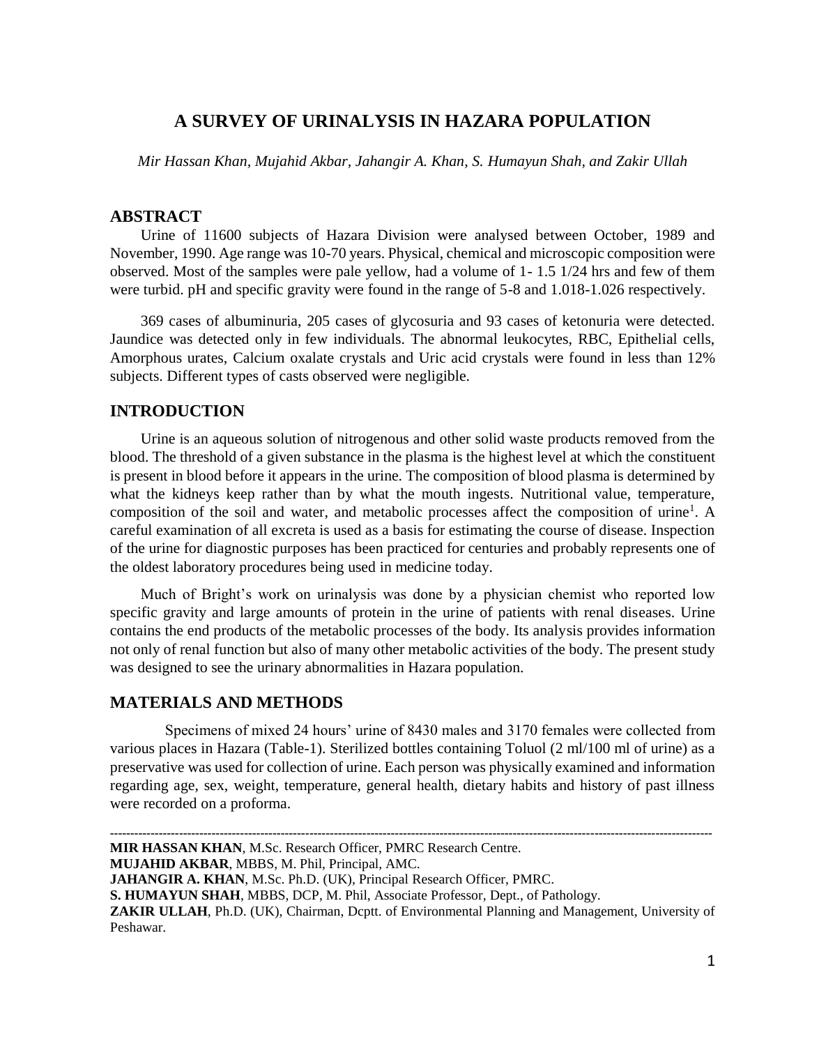# A SURVEY OF URINALYSIS IN HAZARA POPULATION

*Mir Hassan Khan, Mujahid Akbar, Jahangir A. Khan, S. Humayun Shah, and Zakir Ullah*

## ABSTRACT

Urine of 11600 subjects of Hazara Division were analysed between October, 1989 and November, 1990. Age range was 10-70 years. Physical, chemical and microscopic composition were observed. Most of the samples were pale yellow, had a volume of 1- 1.5 1/24 hrs and few of them were turbid. pH and specific gravity were found in the range of 5-8 and 1.018-1.026 respectively.

369 cases of albuminuria, 205 cases of glycosuria and 93 cases of ketonuria were detected. Jaundice was detected only in few individuals. The abnormal leukocytes, RBC, Epithelial cells, Amorphous urates, Calcium oxalate crystals and Uric acid crystals were found in less than 12% subjects. Different types of casts observed were negligible.

## INTRODUCTION

Urine is an aqueous solution of nitrogenous and other solid waste products removed from the blood. The threshold of a given substance in the plasma is the highest level at which the constituent is present in blood before it appears in the urine. The composition of blood plasma is determined by what the kidneys keep rather than by what the mouth ingests. Nutritional value, temperature, composition of the soil and water, and metabolic processes affect the composition of urine[1]. A careful examination of all excreta is used as a basis for estimating the course of disease. Inspection of the urine for diagnostic purposes has been practiced for centuries and probably represents one of the oldest laboratory procedures being used in medicine today.

Much of Bright's work on urinalysis was done by a physician chemist who reported low specific gravity and large amounts of protein in the urine of patients with renal diseases. Urine contains the end products of the metabolic processes of the body. Its analysis provides information not only of renal function but also of many other metabolic activities of the body. The present study was designed to see the urinary abnormalities in Hazara population.

## MATERIALS AND METHODS

Specimens of mixed 24 hours' urine of 8430 males and 3170 females were collected from various places in Hazara (Table-1). Sterilized bottles containing Toluol (2 ml/100 ml of urine) as a preservative was used for collection of urine. Each person was physically examined and information regarding age, sex, weight, temperature, general health, dietary habits and history of past illness were recorded on a proforma.

---

**MIR HASSAN KHAN**, M.Sc. Research Officer, PMRC Research Centre.

**MUJAHID AKBAR**, MBBS, M. Phil, Principal, AMC.

**JAHANGIR A. KHAN**, M.Sc. Ph.D. (UK), Principal Research Officer, PMRC.

**S. HUMAYUN SHAH**, MBBS, DCP, M. Phil, Associate Professor, Dept., of Pathology.

**ZAKIR ULLAH**, Ph.D. (UK), Chairman, Dcptt. of Environmental Planning and Management, University of Peshawar.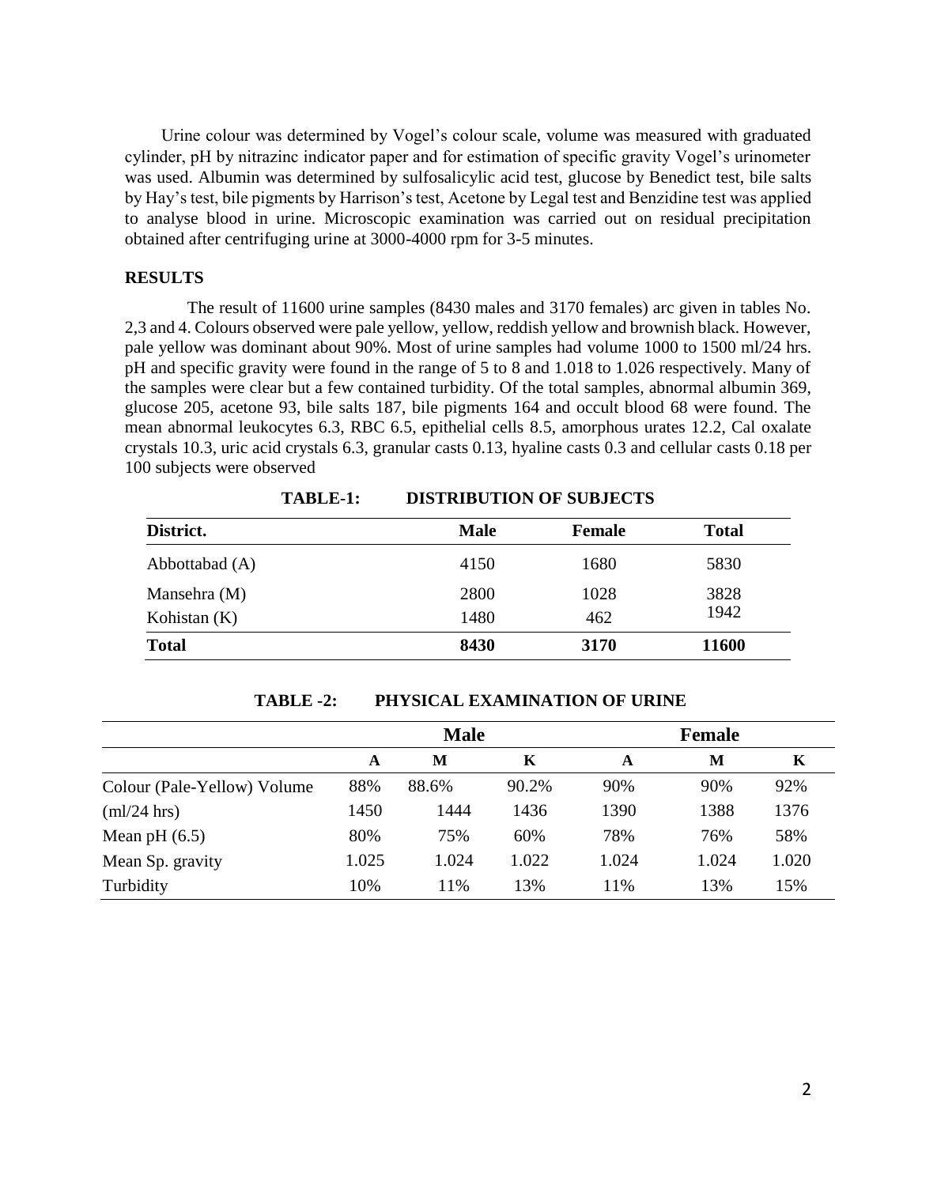Urine colour was determined by Vogel's colour scale, volume was measured with graduated cylinder, pH by nitrazinc indicator paper and for estimation of specific gravity Vogel's urinometer was used. Albumin was determined by sulfosalicylic acid test, glucose by Benedict test, bile salts by Hay's test, bile pigments by Harrison's test, Acetone by Legal test and Benzidine test was applied to analyse blood in urine. Microscopic examination was carried out on residual precipitation obtained after centrifuging urine at 3000-4000 rpm for 3-5 minutes.

## RESULTS

The result of 11600 urine samples (8430 males and 3170 females) arc given in tables No. 2,3 and 4. Colours observed were pale yellow, yellow, reddish yellow and brownish black. However, pale yellow was dominant about 90%. Most of urine samples had volume 1000 to 1500 ml/24 hrs. pH and specific gravity were found in the range of 5 to 8 and 1.018 to 1.026 respectively. Many of the samples were clear but a few contained turbidity. Of the total samples, abnormal albumin 369, glucose 205, acetone 93, bile salts 187, bile pigments 164 and occult blood 68 were found. The mean abnormal leukocytes 6.3, RBC 6.5, epithelial cells 8.5, amorphous urates 12.2, Cal oxalate crystals 10.3, uric acid crystals 6.3, granular casts 0.13, hyaline casts 0.3 and cellular casts 0.18 per 100 subjects were observed

**TABLE-1: DISTRIBUTION OF SUBJECTS**

| District. | Male | Female | Total |
|---|---|---|---|
| Abbottabad (A) | 4150 | 1680 | 5830 |
| Mansehra (M) | 2800 | 1028 | 3828 |
| Kohistan (K) | 1480 | 462 | 1942 |
| **Total** | **8430** | **3170** | **11600** |

**TABLE -2: PHYSICAL EXAMINATION OF URINE**

| | Male | | | Female | | |
|---|---|---|---|---|---|---|
| | A | M | K | A | M | K |
| Colour (Pale-Yellow) Volume | 88% | 88.6% | 90.2% | 90% | 90% | 92% |
| (ml/24 hrs) | 1450 | 1444 | 1436 | 1390 | 1388 | 1376 |
| Mean pH (6.5) | 80% | 75% | 60% | 78% | 76% | 58% |
| Mean Sp. gravity | 1.025 | 1.024 | 1.022 | 1.024 | 1.024 | 1.020 |
| Turbidity | 10% | 11% | 13% | 11% | 13% | 15% |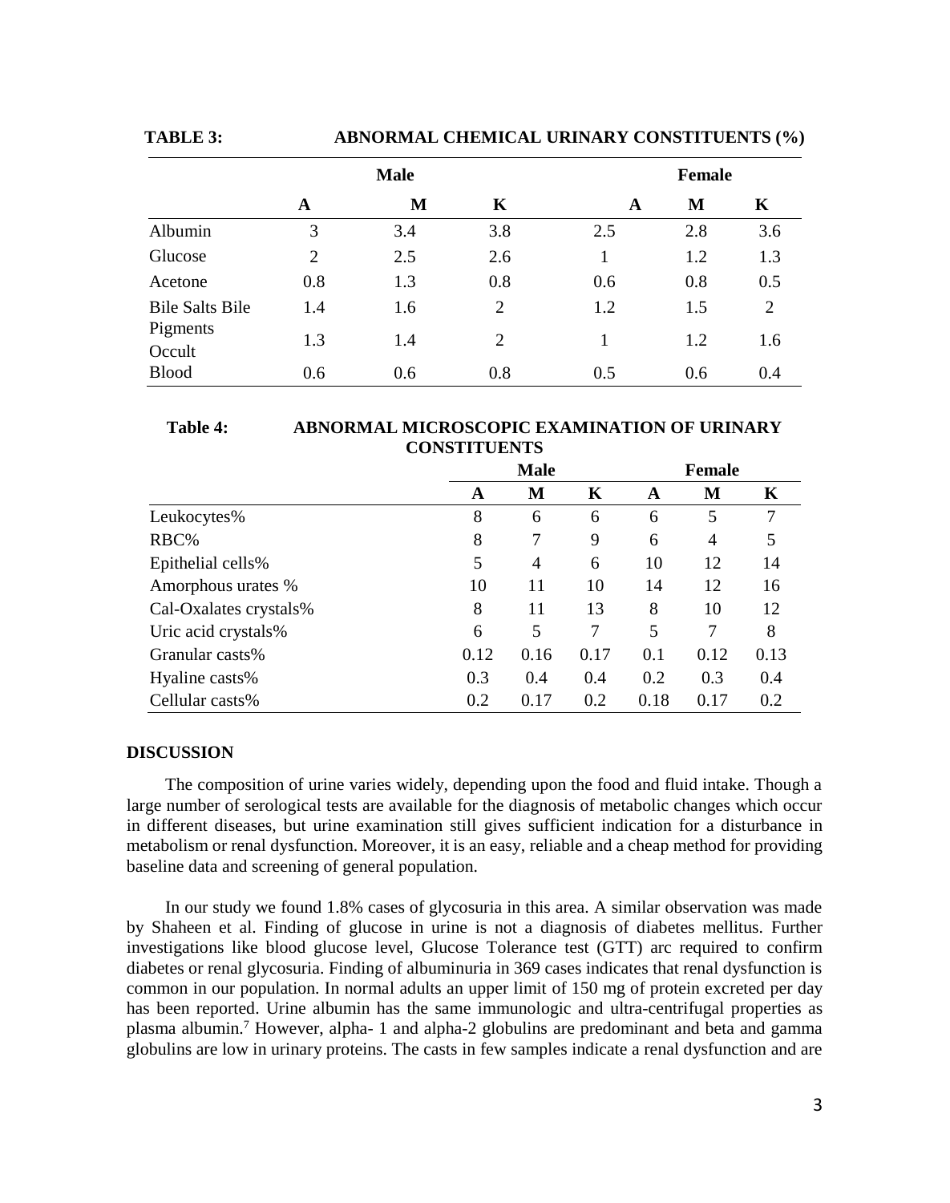**TABLE 3: ABNORMAL CHEMICAL URINARY CONSTITUENTS (%)**

| | Male | | | Female | | |
|---|---|---|---|---|---|---|
| | A | M | K | A | M | K |
| Albumin | 3 | 3.4 | 3.8 | 2.5 | 2.8 | 3.6 |
| Glucose | 2 | 2.5 | 2.6 | 1 | 1.2 | 1.3 |
| Acetone | 0.8 | 1.3 | 0.8 | 0.6 | 0.8 | 0.5 |
| Bile Salts Bile | 1.4 | 1.6 | 2 | 1.2 | 1.5 | 2 |
| Pigments | 1.3 | 1.4 | 2 | 1 | 1.2 | 1.6 |
| Occult Blood | 0.6 | 0.6 | 0.8 | 0.5 | 0.6 | 0.4 |

**Table 4: ABNORMAL MICROSCOPIC EXAMINATION OF URINARY CONSTITUENTS**

| | Male | | | Female | | |
|---|---|---|---|---|---|---|
| | A | M | K | A | M | K |
| Leukocytes% | 8 | 6 | 6 | 6 | 5 | 7 |
| RBC% | 8 | 7 | 9 | 6 | 4 | 5 |
| Epithelial cells% | 5 | 4 | 6 | 10 | 12 | 14 |
| Amorphous urates % | 10 | 11 | 10 | 14 | 12 | 16 |
| Cal-Oxalates crystals% | 8 | 11 | 13 | 8 | 10 | 12 |
| Uric acid crystals% | 6 | 5 | 7 | 5 | 7 | 8 |
| Granular casts% | 0.12 | 0.16 | 0.17 | 0.1 | 0.12 | 0.13 |
| Hyaline casts% | 0.3 | 0.4 | 0.4 | 0.2 | 0.3 | 0.4 |
| Cellular casts% | 0.2 | 0.17 | 0.2 | 0.18 | 0.17 | 0.2 |

## DISCUSSION

The composition of urine varies widely, depending upon the food and fluid intake. Though a large number of serological tests are available for the diagnosis of metabolic changes which occur in different diseases, but urine examination still gives sufficient indication for a disturbance in metabolism or renal dysfunction. Moreover, it is an easy, reliable and a cheap method for providing baseline data and screening of general population.

In our study we found 1.8% cases of glycosuria in this area. A similar observation was made by Shaheen et al. Finding of glucose in urine is not a diagnosis of diabetes mellitus. Further investigations like blood glucose level, Glucose Tolerance test (GTT) arc required to confirm diabetes or renal glycosuria. Finding of albuminuria in 369 cases indicates that renal dysfunction is common in our population. In normal adults an upper limit of 150 mg of protein excreted per day has been reported. Urine albumin has the same immunologic and ultra-centrifugal properties as plasma albumin.[7] However, alpha- 1 and alpha-2 globulins are predominant and beta and gamma globulins are low in urinary proteins. The casts in few samples indicate a renal dysfunction and are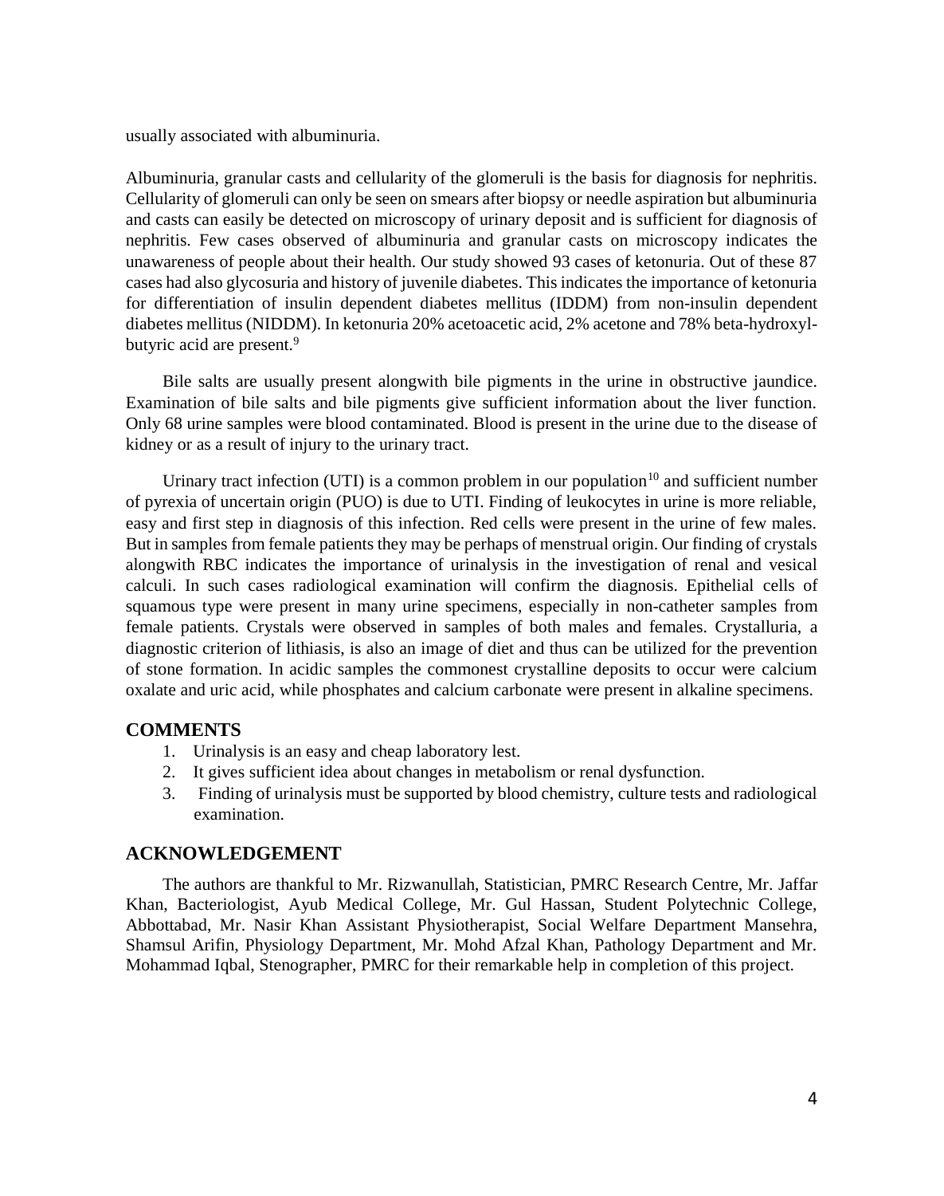usually associated with albuminuria.

Albuminuria, granular casts and cellularity of the glomeruli is the basis for diagnosis for nephritis. Cellularity of glomeruli can only be seen on smears after biopsy or needle aspiration but albuminuria and casts can easily be detected on microscopy of urinary deposit and is sufficient for diagnosis of nephritis. Few cases observed of albuminuria and granular casts on microscopy indicates the unawareness of people about their health. Our study showed 93 cases of ketonuria. Out of these 87 cases had also glycosuria and history of juvenile diabetes. This indicates the importance of ketonuria for differentiation of insulin dependent diabetes mellitus (IDDM) from non-insulin dependent diabetes mellitus (NIDDM). In ketonuria 20% acetoacetic acid, 2% acetone and 78% beta-hydroxyl-butyric acid are present.[9]

Bile salts are usually present alongwith bile pigments in the urine in obstructive jaundice. Examination of bile salts and bile pigments give sufficient information about the liver function. Only 68 urine samples were blood contaminated. Blood is present in the urine due to the disease of kidney or as a result of injury to the urinary tract.

Urinary tract infection (UTI) is a common problem in our population[10] and sufficient number of pyrexia of uncertain origin (PUO) is due to UTI. Finding of leukocytes in urine is more reliable, easy and first step in diagnosis of this infection. Red cells were present in the urine of few males. But in samples from female patients they may be perhaps of menstrual origin. Our finding of crystals alongwith RBC indicates the importance of urinalysis in the investigation of renal and vesical calculi. In such cases radiological examination will confirm the diagnosis. Epithelial cells of squamous type were present in many urine specimens, especially in non-catheter samples from female patients. Crystals were observed in samples of both males and females. Crystalluria, a diagnostic criterion of lithiasis, is also an image of diet and thus can be utilized for the prevention of stone formation. In acidic samples the commonest crystalline deposits to occur were calcium oxalate and uric acid, while phosphates and calcium carbonate were present in alkaline specimens.

## COMMENTS

1. Urinalysis is an easy and cheap laboratory lest.
2. It gives sufficient idea about changes in metabolism or renal dysfunction.
3. Finding of urinalysis must be supported by blood chemistry, culture tests and radiological examination.

## ACKNOWLEDGEMENT

The authors are thankful to Mr. Rizwanullah, Statistician, PMRC Research Centre, Mr. Jaffar Khan, Bacteriologist, Ayub Medical College, Mr. Gul Hassan, Student Polytechnic College, Abbottabad, Mr. Nasir Khan Assistant Physiotherapist, Social Welfare Department Mansehra, Shamsul Arifin, Physiology Department, Mr. Mohd Afzal Khan, Pathology Department and Mr. Mohammad Iqbal, Stenographer, PMRC for their remarkable help in completion of this project.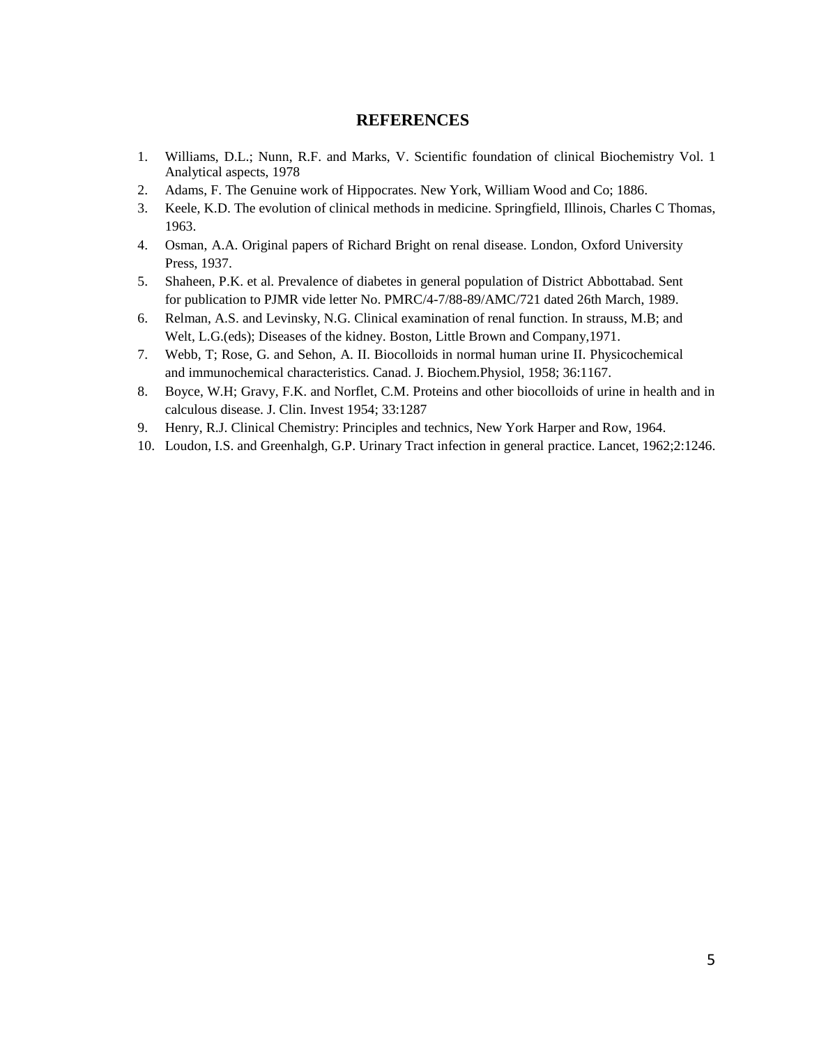## REFERENCES

1. Williams, D.L.; Nunn, R.F. and Marks, V. Scientific foundation of clinical Biochemistry Vol. 1 Analytical aspects, 1978
2. Adams, F. The Genuine work of Hippocrates. New York, William Wood and Co; 1886.
3. Keele, K.D. The evolution of clinical methods in medicine. Springfield, Illinois, Charles C Thomas, 1963.
4. Osman, A.A. Original papers of Richard Bright on renal disease. London, Oxford University Press, 1937.
5. Shaheen, P.K. et al. Prevalence of diabetes in general population of District Abbottabad. Sent for publication to PJMR vide letter No. PMRC/4-7/88-89/AMC/721 dated 26th March, 1989.
6. Relman, A.S. and Levinsky, N.G. Clinical examination of renal function. In strauss, M.B; and Welt, L.G.(eds); Diseases of the kidney. Boston, Little Brown and Company,1971.
7. Webb, T; Rose, G. and Sehon, A. II. Biocolloids in normal human urine II. Physicochemical and immunochemical characteristics. Canad. J. Biochem.Physiol, 1958; 36:1167.
8. Boyce, W.H; Gravy, F.K. and Norflet, C.M. Proteins and other biocolloids of urine in health and in calculous disease. J. Clin. Invest 1954; 33:1287
9. Henry, R.J. Clinical Chemistry: Principles and technics, New York Harper and Row, 1964.
10. Loudon, I.S. and Greenhalgh, G.P. Urinary Tract infection in general practice. Lancet, 1962;2:1246.